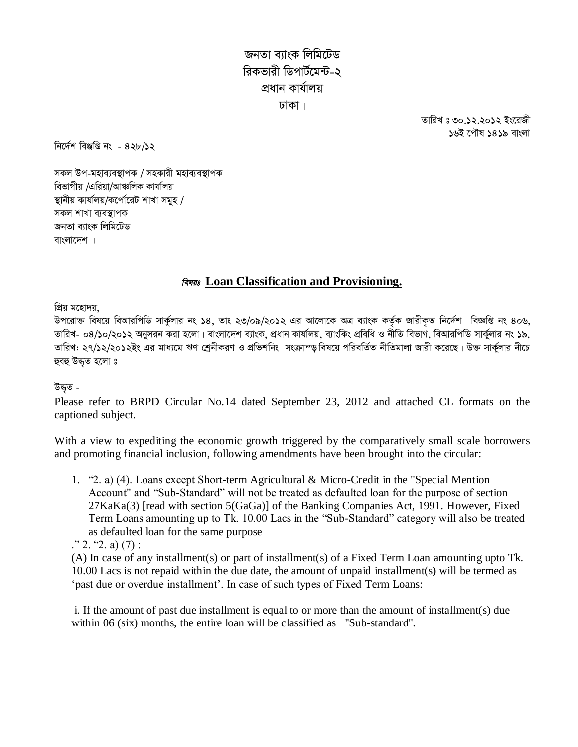জনতা ব্যাংক লিমিটেড
রিকভারী ডিপার্টমেন্ট-২
প্রধান কার্যালয়
ঢাকা।

তারিখ ঃ ৩০.১২.২০১২ ইংরেজী
১৬ই পৌষ ১৪১৯ বাংলা

নির্দেশ বিজ্ঞপ্তি নং - ৪২৮/১২

সকল উপ-মহাব্যবস্থাপক / সহকারী মহাব্যবস্থাপক
বিভাগীয় /এরিয়া/আঞ্চলিক কার্যালয়
স্থানীয় কার্যালয়/কর্পোরেট শাখা সমুহ /
সকল শাখা ব্যবস্থাপক
জনতা ব্যাংক লিমিটেড
বাংলাদেশ ।

## *বিষয়ঃ* **Loan Classification and Provisioning.**

প্রিয় মহোদয়,
উপরোক্ত বিষয়ে বিআরপিডি সার্কুলার নং ১৪, তাং ২৩/০৯/২০১২ এর আলোকে অত্র ব্যাংক কর্তৃক জারীকৃত নির্দেশ বিজ্ঞপ্তি নং ৪০৬, তারিখ- ০৪/১০/২০১২ অনুসরন করা হলো। বাংলাদেশ ব্যাংক, প্রধান কার্যালয়, ব্যাংকিং প্রবিধি ও নীতি বিভাগ, বিআরপিডি সার্কুলার নং ১৯, তারিখঃ ২৭/১২/২০১২ইং এর মাধ্যমে ঋণ শ্রেনীকরণ ও প্রভিশনিং সংক্রান্ড় বিষয়ে পরিবর্তিত নীতিমালা জারী করেছে। উক্ত সার্কুলার নীচে হুবহু উদ্ধৃত হলো ঃ

উদ্ধৃত -

Please refer to BRPD Circular No.14 dated September 23, 2012 and attached CL formats on the captioned subject.

With a view to expediting the economic growth triggered by the comparatively small scale borrowers and promoting financial inclusion, following amendments have been brought into the circular:

1. "2. a) (4). Loans except Short-term Agricultural & Micro-Credit in the "Special Mention Account" and "Sub-Standard" will not be treated as defaulted loan for the purpose of section 27KaKa(3) [read with section 5(GaGa)] of the Banking Companies Act, 1991. However, Fixed Term Loans amounting up to Tk. 10.00 Lacs in the "Sub-Standard" category will also be treated as defaulted loan for the same purpose

." 2. "2. a) (7) :

(A) In case of any installment(s) or part of installment(s) of a Fixed Term Loan amounting upto Tk. 10.00 Lacs is not repaid within the due date, the amount of unpaid installment(s) will be termed as 'past due or overdue installment'. In case of such types of Fixed Term Loans:

i. If the amount of past due installment is equal to or more than the amount of installment(s) due within 06 (six) months, the entire loan will be classified as "Sub-standard".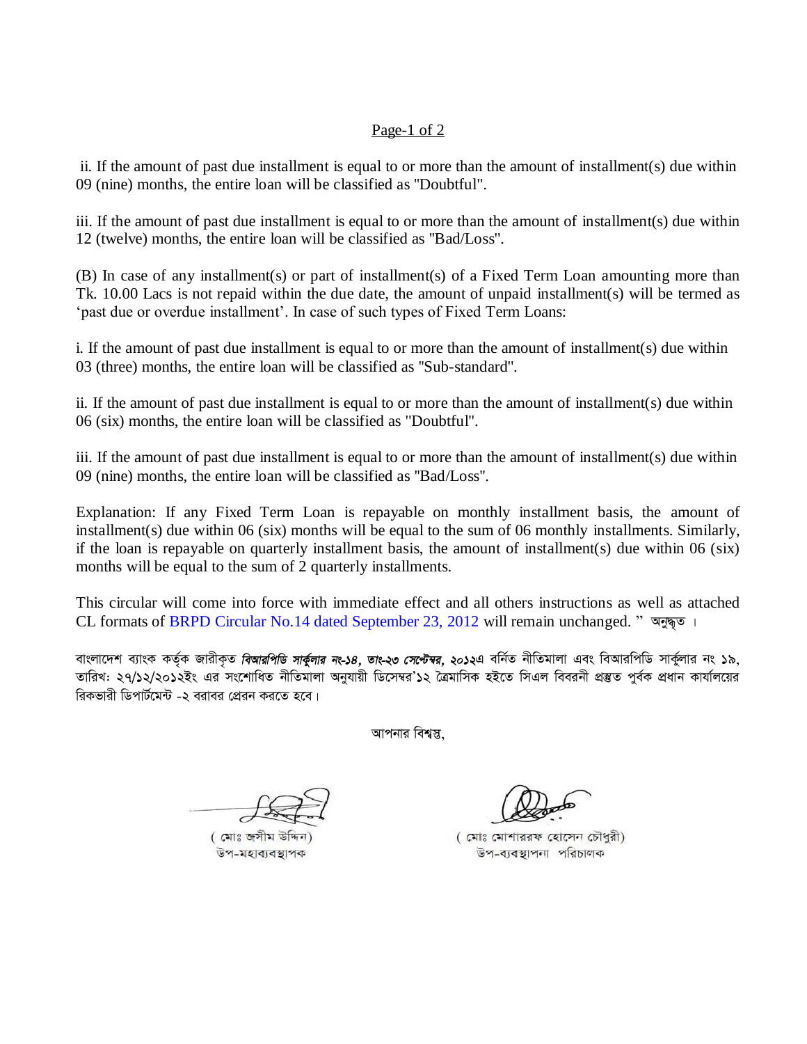Page-1 of 2

ii. If the amount of past due installment is equal to or more than the amount of installment(s) due within 09 (nine) months, the entire loan will be classified as "Doubtful".

iii. If the amount of past due installment is equal to or more than the amount of installment(s) due within 12 (twelve) months, the entire loan will be classified as "Bad/Loss".

(B) In case of any installment(s) or part of installment(s) of a Fixed Term Loan amounting more than Tk. 10.00 Lacs is not repaid within the due date, the amount of unpaid installment(s) will be termed as 'past due or overdue installment'. In case of such types of Fixed Term Loans:

i. If the amount of past due installment is equal to or more than the amount of installment(s) due within 03 (three) months, the entire loan will be classified as "Sub-standard".

ii. If the amount of past due installment is equal to or more than the amount of installment(s) due within 06 (six) months, the entire loan will be classified as "Doubtful".

iii. If the amount of past due installment is equal to or more than the amount of installment(s) due within 09 (nine) months, the entire loan will be classified as "Bad/Loss".

Explanation: If any Fixed Term Loan is repayable on monthly installment basis, the amount of installment(s) due within 06 (six) months will be equal to the sum of 06 monthly installments. Similarly, if the loan is repayable on quarterly installment basis, the amount of installment(s) due within 06 (six) months will be equal to the sum of 2 quarterly installments.

This circular will come into force with immediate effect and all others instructions as well as attached CL formats of BRPD Circular No.14 dated September 23, 2012 will remain unchanged. " অনুদ্ধৃত ।

বাংলাদেশ ব্যাংক কর্তৃক জারীকৃত ***বিআরপিডি সার্কুলার নং-১৪, তাং-২৩ সেপ্টেম্বর, ২০১২***এ বর্নিত নীতিমালা এবং বিআরপিডি সার্কুলার নং ১৯, তারিখঃ ২৭/১২/২০১২ইং এর সংশোধিত নীতিমালা অনুযায়ী ডিসেম্বর'১২ ত্রৈমাসিক হইতে সিএল বিবরনী প্রস্তুত পুর্বক প্রধান কার্যালয়ের রিকভারী ডিপার্টমেন্ট -২ বরাবর প্রেরন করতে হবে।

আপনার বিশ্বস্ত,

( মোঃ জসীম উদ্দিন)
উপ-মহাব্যবস্থাপক

( মোঃ মোশাররফ হোসেন চৌধুরী)
উপ-ব্যবস্থাপনা পরিচালক